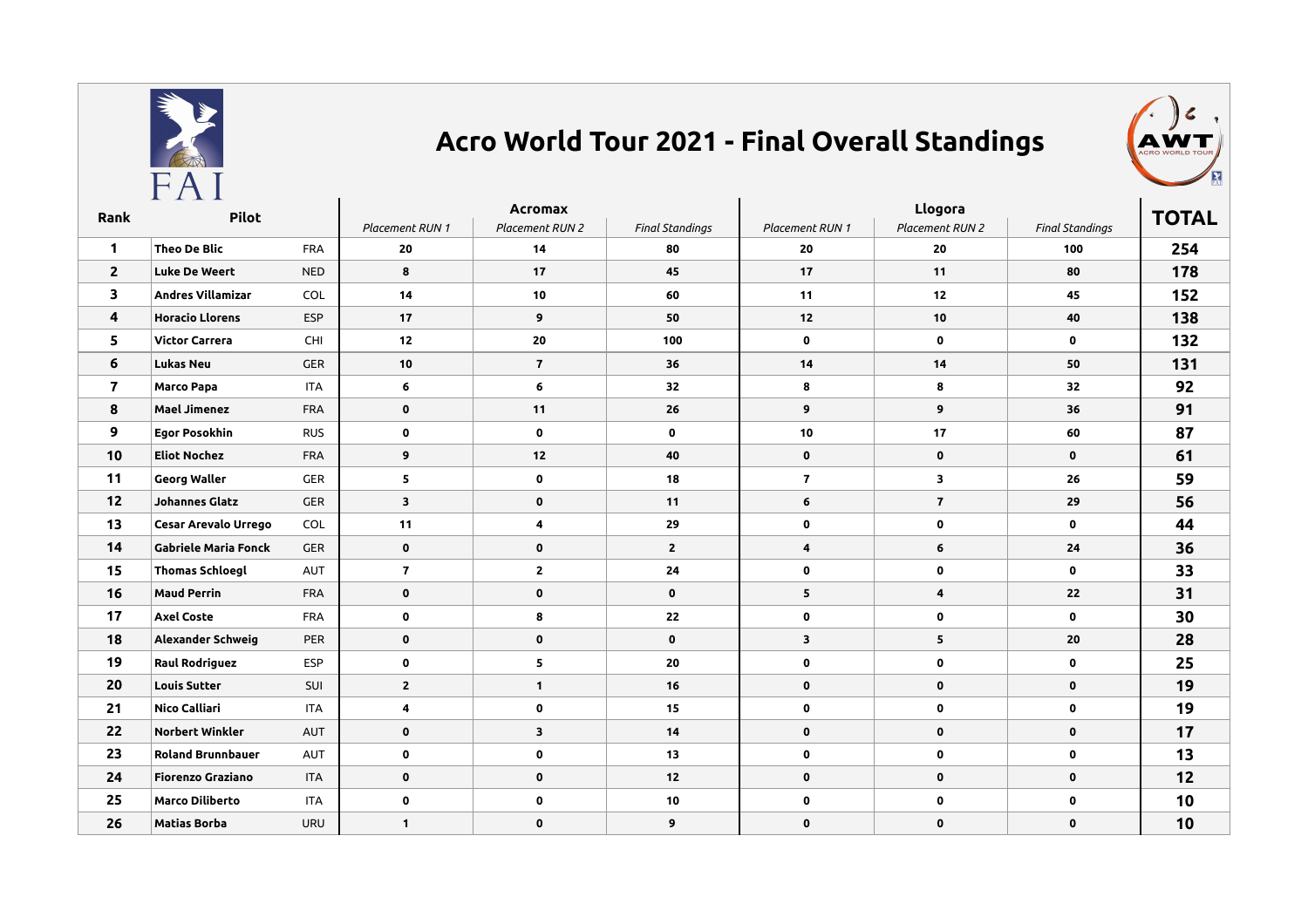# Acro World Tour 2021 - Final Overall Standings

| Rank | Pilot | | Acromax | | | Llogora | | | TOTAL |
|---|---|---|---|---|---|---|---|---|---|
| | | | *Placement RUN 1* | *Placement RUN 2* | *Final Standings* | *Placement RUN 1* | *Placement RUN 2* | *Final Standings* | |
| **1** | **Theo De Blic** | FRA | **20** | **14** | **80** | **20** | **20** | **100** | **254** |
| **2** | **Luke De Weert** | NED | **8** | **17** | **45** | **17** | **11** | **80** | **178** |
| **3** | **Andres Villamizar** | COL | **14** | **10** | **60** | **11** | **12** | **45** | **152** |
| **4** | **Horacio Llorens** | ESP | **17** | **9** | **50** | **12** | **10** | **40** | **138** |
| **5** | **Victor Carrera** | CHI | **12** | **20** | **100** | **0** | **0** | **0** | **132** |
| **6** | **Lukas Neu** | GER | **10** | **7** | **36** | **14** | **14** | **50** | **131** |
| **7** | **Marco Papa** | ITA | **6** | **6** | **32** | **8** | **8** | **32** | **92** |
| **8** | **Mael Jimenez** | FRA | **0** | **11** | **26** | **9** | **9** | **36** | **91** |
| **9** | **Egor Posokhin** | RUS | **0** | **0** | **0** | **10** | **17** | **60** | **87** |
| **10** | **Eliot Nochez** | FRA | **9** | **12** | **40** | **0** | **0** | **0** | **61** |
| **11** | **Georg Waller** | GER | **5** | **0** | **18** | **7** | **3** | **26** | **59** |
| **12** | **Johannes Glatz** | GER | **3** | **0** | **11** | **6** | **7** | **29** | **56** |
| **13** | **Cesar Arevalo Urrego** | COL | **11** | **4** | **29** | **0** | **0** | **0** | **44** |
| **14** | **Gabriele Maria Fonck** | GER | **0** | **0** | **2** | **4** | **6** | **24** | **36** |
| **15** | **Thomas Schloegl** | AUT | **7** | **2** | **24** | **0** | **0** | **0** | **33** |
| **16** | **Maud Perrin** | FRA | **0** | **0** | **0** | **5** | **4** | **22** | **31** |
| **17** | **Axel Coste** | FRA | **0** | **8** | **22** | **0** | **0** | **0** | **30** |
| **18** | **Alexander Schweig** | PER | **0** | **0** | **0** | **3** | **5** | **20** | **28** |
| **19** | **Raul Rodriguez** | ESP | **0** | **5** | **20** | **0** | **0** | **0** | **25** |
| **20** | **Louis Sutter** | SUI | **2** | **1** | **16** | **0** | **0** | **0** | **19** |
| **21** | **Nico Calliari** | ITA | **4** | **0** | **15** | **0** | **0** | **0** | **19** |
| **22** | **Norbert Winkler** | AUT | **0** | **3** | **14** | **0** | **0** | **0** | **17** |
| **23** | **Roland Brunnbauer** | AUT | **0** | **0** | **13** | **0** | **0** | **0** | **13** |
| **24** | **Fiorenzo Graziano** | ITA | **0** | **0** | **12** | **0** | **0** | **0** | **12** |
| **25** | **Marco Diliberto** | ITA | **0** | **0** | **10** | **0** | **0** | **0** | **10** |
| **26** | **Matias Borba** | URU | **1** | **0** | **9** | **0** | **0** | **0** | **10** |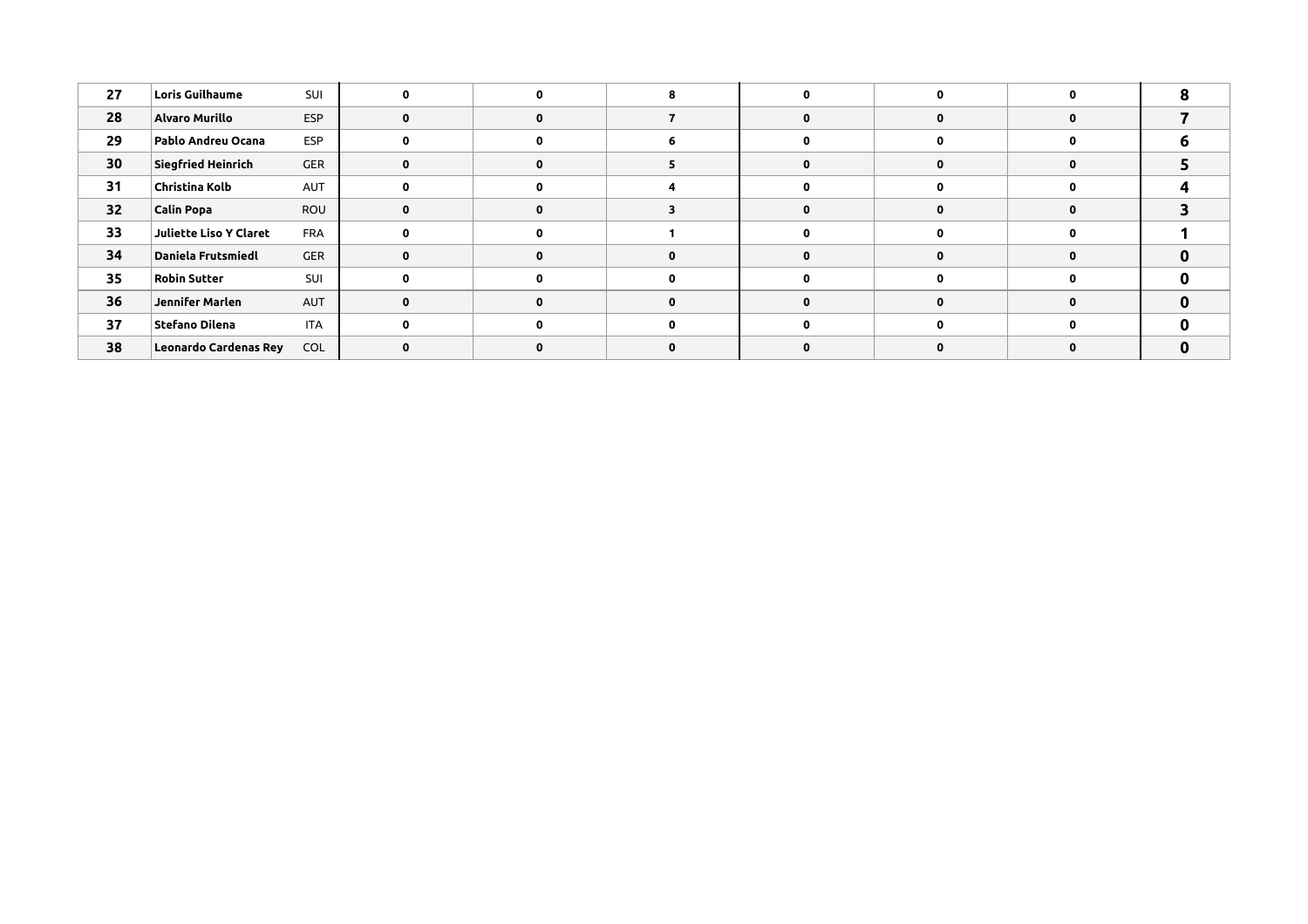| | | | | | | | | | |
|---|---|---|---|---|---|---|---|---|---|
| 27 | Loris Guilhaume | SUI | 0 | 0 | 8 | 0 | 0 | 0 | 8 |
| 28 | Alvaro Murillo | ESP | 0 | 0 | 7 | 0 | 0 | 0 | 7 |
| 29 | Pablo Andreu Ocana | ESP | 0 | 0 | 6 | 0 | 0 | 0 | 6 |
| 30 | Siegfried Heinrich | GER | 0 | 0 | 5 | 0 | 0 | 0 | 5 |
| 31 | Christina Kolb | AUT | 0 | 0 | 4 | 0 | 0 | 0 | 4 |
| 32 | Calin Popa | ROU | 0 | 0 | 3 | 0 | 0 | 0 | 3 |
| 33 | Juliette Liso Y Claret | FRA | 0 | 0 | 1 | 0 | 0 | 0 | 1 |
| 34 | Daniela Frutsmiedl | GER | 0 | 0 | 0 | 0 | 0 | 0 | 0 |
| 35 | Robin Sutter | SUI | 0 | 0 | 0 | 0 | 0 | 0 | 0 |
| 36 | Jennifer Marlen | AUT | 0 | 0 | 0 | 0 | 0 | 0 | 0 |
| 37 | Stefano Dilena | ITA | 0 | 0 | 0 | 0 | 0 | 0 | 0 |
| 38 | Leonardo Cardenas Rey | COL | 0 | 0 | 0 | 0 | 0 | 0 | 0 |